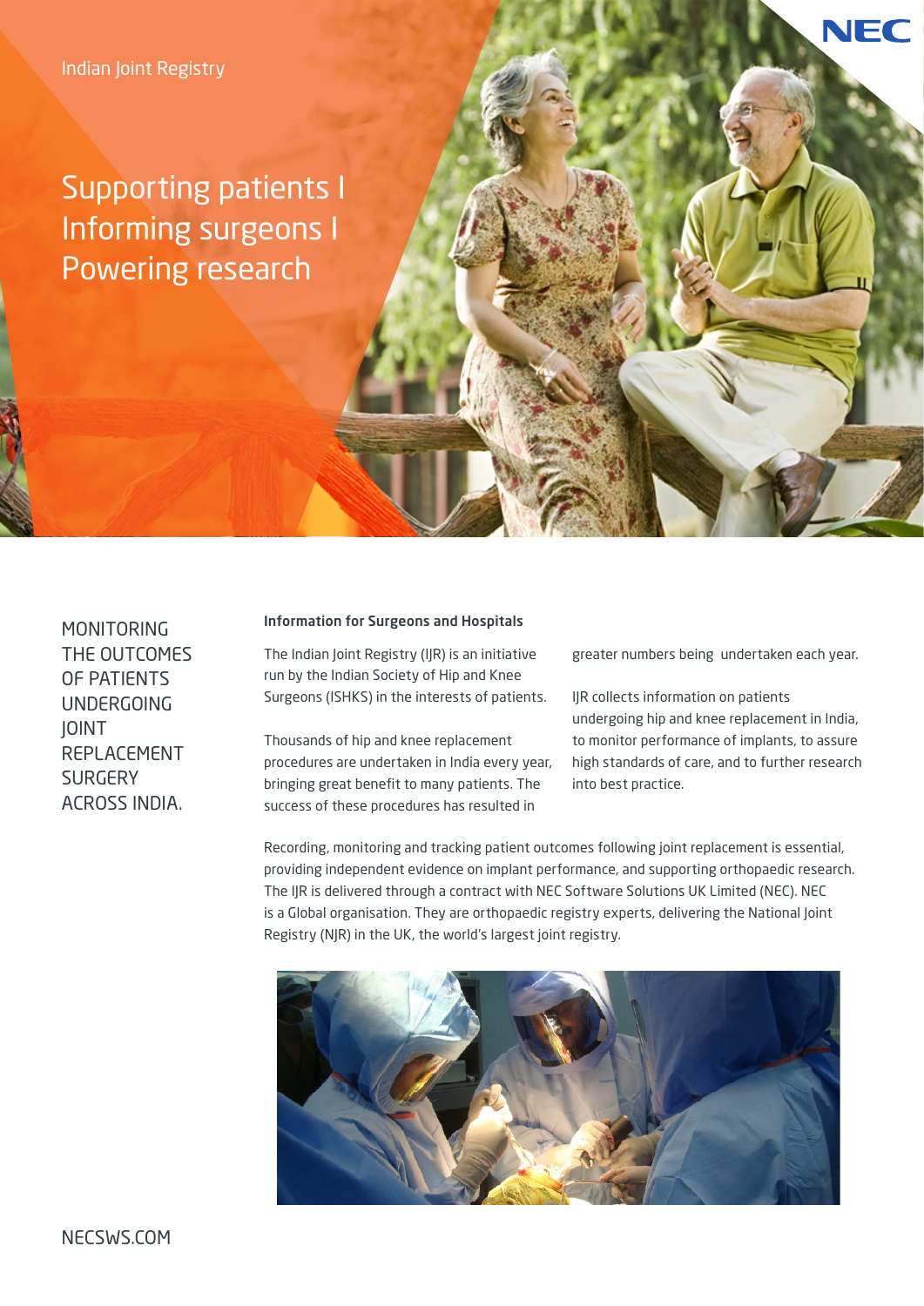Indian Joint Registry

# Supporting patients I Informing surgeons I Powering research

MONITORING THE OUTCOMES OF PATIENTS UNDERGOING JOINT REPLACEMENT SURGERY ACROSS INDIA.

**Information for Surgeons and Hospitals**

The Indian Joint Registry (IJR) is an initiative run by the Indian Society of Hip and Knee Surgeons (ISHKS) in the interests of patients.

Thousands of hip and knee replacement procedures are undertaken in India every year, bringing great benefit to many patients. The success of these procedures has resulted in greater numbers being undertaken each year.

IJR collects information on patients undergoing hip and knee replacement in India, to monitor performance of implants, to assure high standards of care, and to further research into best practice.

Recording, monitoring and tracking patient outcomes following joint replacement is essential, providing independent evidence on implant performance, and supporting orthopaedic research. The IJR is delivered through a contract with NEC Software Solutions UK Limited (NEC). NEC is a Global organisation. They are orthopaedic registry experts, delivering the National Joint Registry (NJR) in the UK, the world's largest joint registry.

NECSWS.COM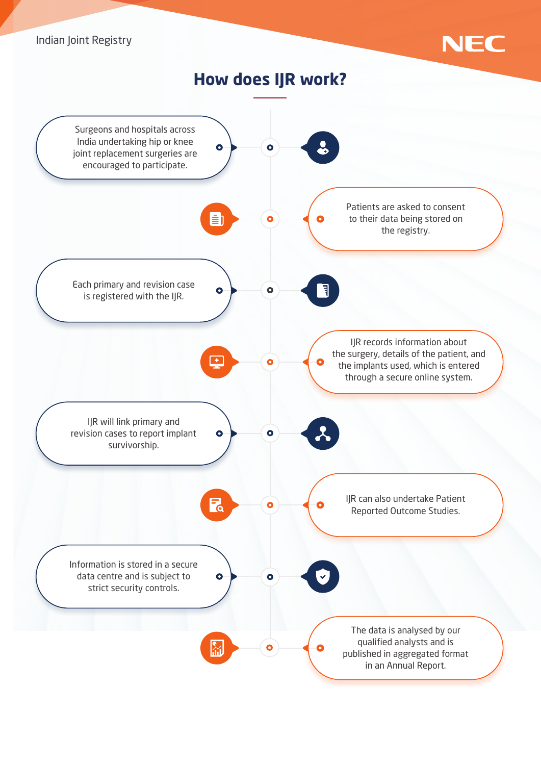# How does IJR work?

- Surgeons and hospitals across India undertaking hip or knee joint replacement surgeries are encouraged to participate.
- Patients are asked to consent to their data being stored on the registry.
- Each primary and revision case is registered with the IJR.
- IJR records information about the surgery, details of the patient, and the implants used, which is entered through a secure online system.
- IJR will link primary and revision cases to report implant survivorship.
- IJR can also undertake Patient Reported Outcome Studies.
- Information is stored in a secure data centre and is subject to strict security controls.
- The data is analysed by our qualified analysts and is published in aggregated format in an Annual Report.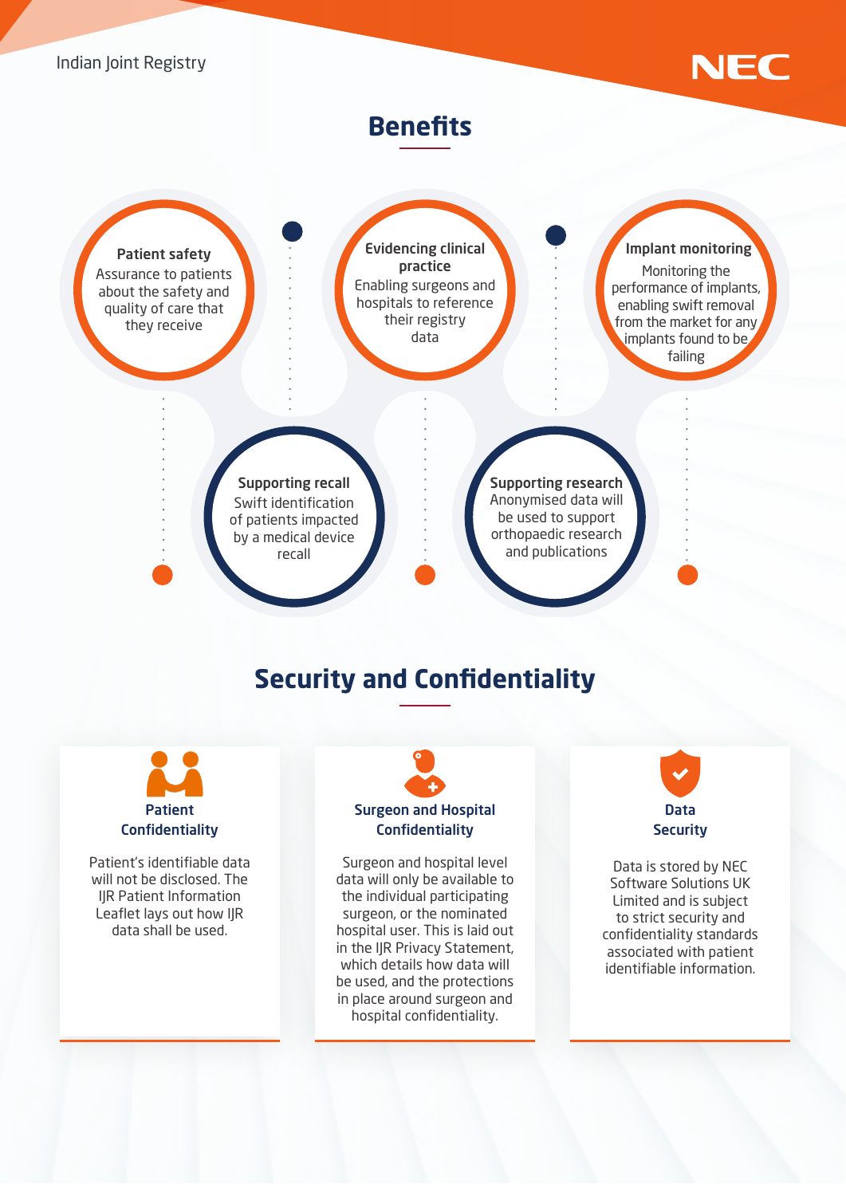# Benefits

**Patient safety**
Assurance to patients about the safety and quality of care that they receive

**Supporting recall**
Swift identification of patients impacted by a medical device recall

**Evidencing clinical practice**
Enabling surgeons and hospitals to reference their registry data

**Supporting research**
Anonymised data will be used to support orthopaedic research and publications

**Implant monitoring**
Monitoring the performance of implants, enabling swift removal from the market for any implants found to be failing

# Security and Confidentiality

### Patient Confidentiality

Patient's identifiable data will not be disclosed. The IJR Patient Information Leaflet lays out how IJR data shall be used.

### Surgeon and Hospital Confidentiality

Surgeon and hospital level data will only be available to the individual participating surgeon, or the nominated hospital user. This is laid out in the IJR Privacy Statement, which details how data will be used, and the protections in place around surgeon and hospital confidentiality.

### Data Security

Data is stored by NEC Software Solutions UK Limited and is subject to strict security and confidentiality standards associated with patient identifiable information.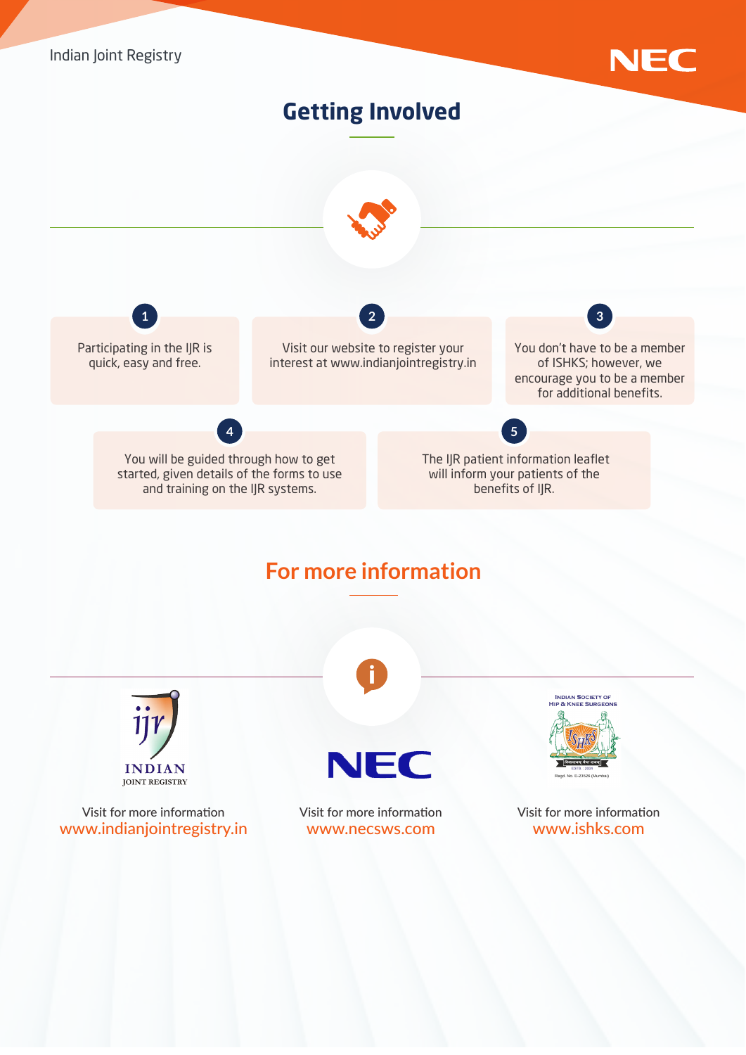## Getting Involved

1. Participating in the IJR is quick, easy and free.
2. Visit our website to register your interest at www.indianjointregistry.in
3. You don't have to be a member of ISHKS; however, we encourage you to be a member for additional benefits.
4. You will be guided through how to get started, given details of the forms to use and training on the IJR systems.
5. The IJR patient information leaflet will inform your patients of the benefits of IJR.

## For more information

Visit for more information
www.indianjointregistry.in

Visit for more information
www.necsws.com

Visit for more information
www.ishks.com